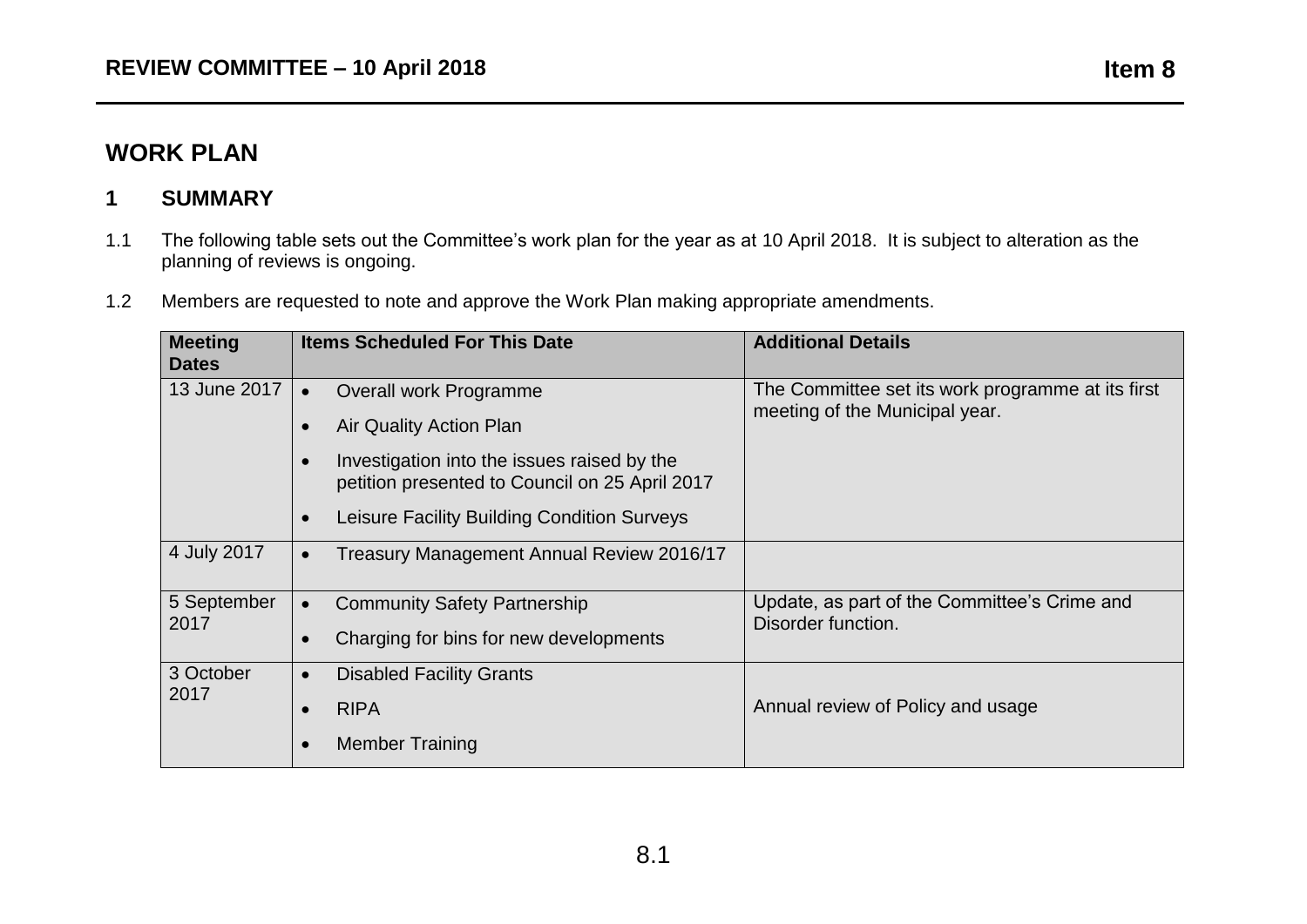**REVIEW COMMITTEE – 10 April 2018** **Item 8**

# WORK PLAN

## 1 SUMMARY

1.1 The following table sets out the Committee's work plan for the year as at 10 April 2018. It is subject to alteration as the planning of reviews is ongoing.

1.2 Members are requested to note and approve the Work Plan making appropriate amendments.

| Meeting Dates | Items Scheduled For This Date | Additional Details |
|---|---|---|
| 13 June 2017 | • Overall work Programme<br>• Air Quality Action Plan<br>• Investigation into the issues raised by the petition presented to Council on 25 April 2017<br>• Leisure Facility Building Condition Surveys | The Committee set its work programme at its first meeting of the Municipal year. |
| 4 July 2017 | • Treasury Management Annual Review 2016/17 | |
| 5 September 2017 | • Community Safety Partnership<br>• Charging for bins for new developments | Update, as part of the Committee's Crime and Disorder function. |
| 3 October 2017 | • Disabled Facility Grants<br>• RIPA<br>• Member Training | Annual review of Policy and usage |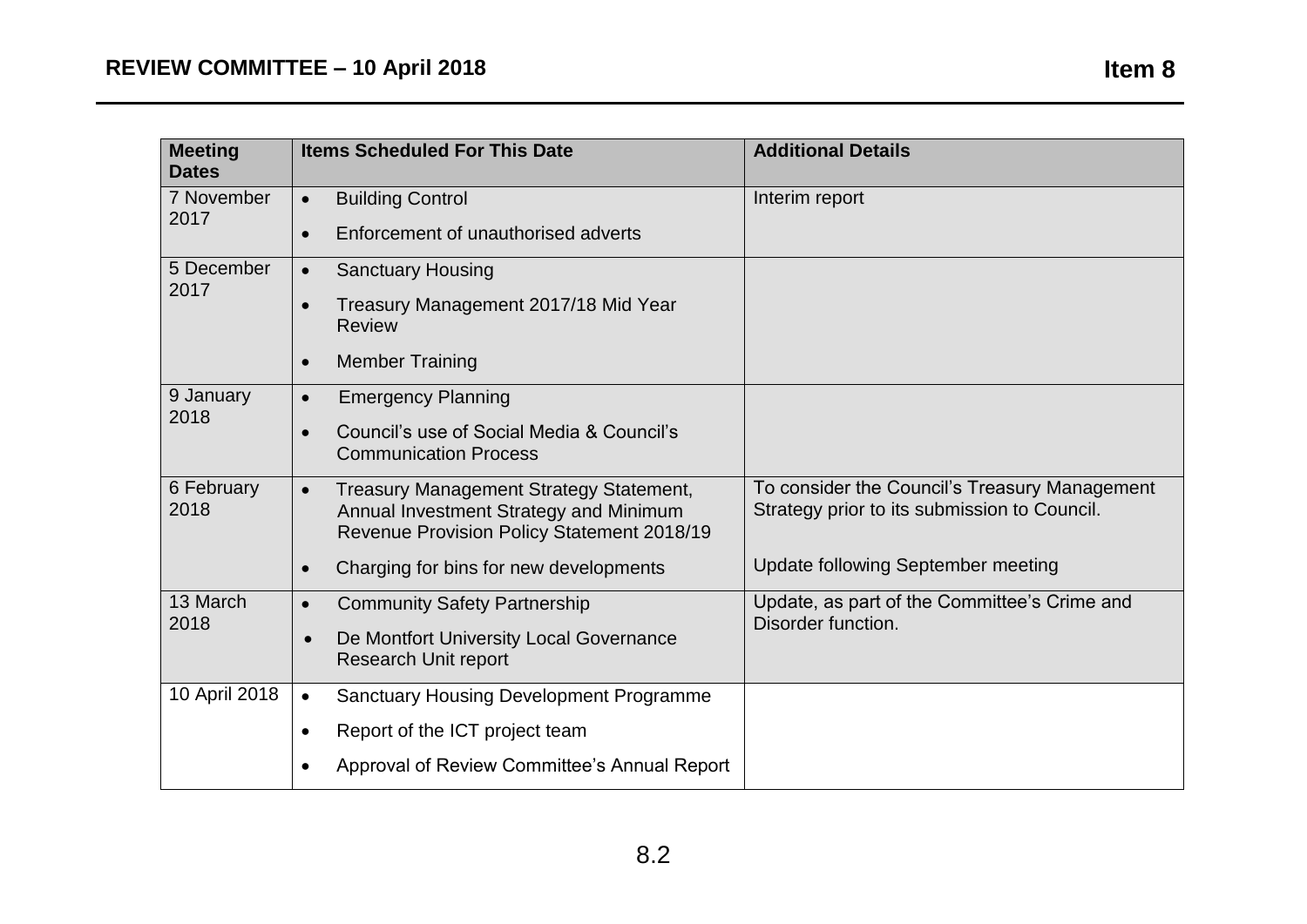| Meeting Dates | Items Scheduled For This Date | Additional Details |
|---|---|---|
| 7 November 2017 | • Building Control<br>• Enforcement of unauthorised adverts | Interim report |
| 5 December 2017 | • Sanctuary Housing<br>• Treasury Management 2017/18 Mid Year Review<br>• Member Training | |
| 9 January 2018 | • Emergency Planning<br>• Council's use of Social Media & Council's Communication Process | |
| 6 February 2018 | • Treasury Management Strategy Statement, Annual Investment Strategy and Minimum Revenue Provision Policy Statement 2018/19<br>• Charging for bins for new developments | To consider the Council's Treasury Management Strategy prior to its submission to Council.<br><br>Update following September meeting |
| 13 March 2018 | • Community Safety Partnership<br>• De Montfort University Local Governance Research Unit report | Update, as part of the Committee's Crime and Disorder function. |
| 10 April 2018 | • Sanctuary Housing Development Programme<br>• Report of the ICT project team<br>• Approval of Review Committee's Annual Report | |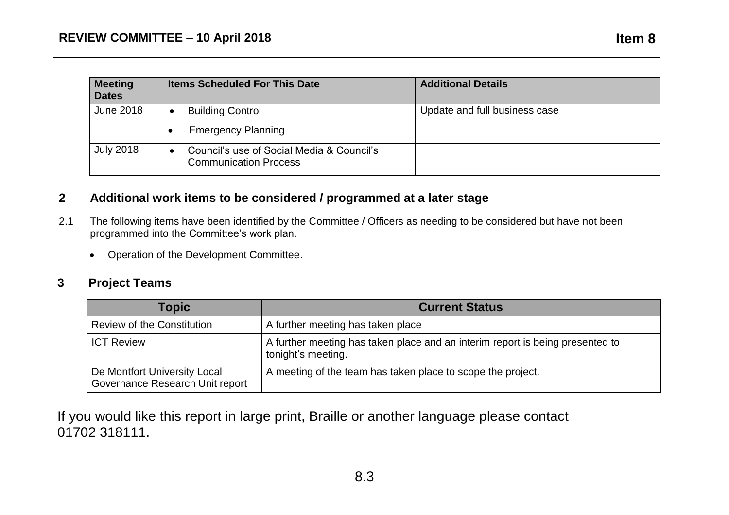| Meeting Dates | Items Scheduled For This Date | Additional Details |
|---|---|---|
| June 2018 | • Building Control<br>• Emergency Planning | Update and full business case |
| July 2018 | • Council's use of Social Media & Council's Communication Process | |

## 2 Additional work items to be considered / programmed at a later stage

2.1 The following items have been identified by the Committee / Officers as needing to be considered but have not been programmed into the Committee's work plan.

- Operation of the Development Committee.

## 3 Project Teams

| Topic | Current Status |
|---|---|
| Review of the Constitution | A further meeting has taken place |
| ICT Review | A further meeting has taken place and an interim report is being presented to tonight's meeting. |
| De Montfort University Local Governance Research Unit report | A meeting of the team has taken place to scope the project. |

If you would like this report in large print, Braille or another language please contact 01702 318111.